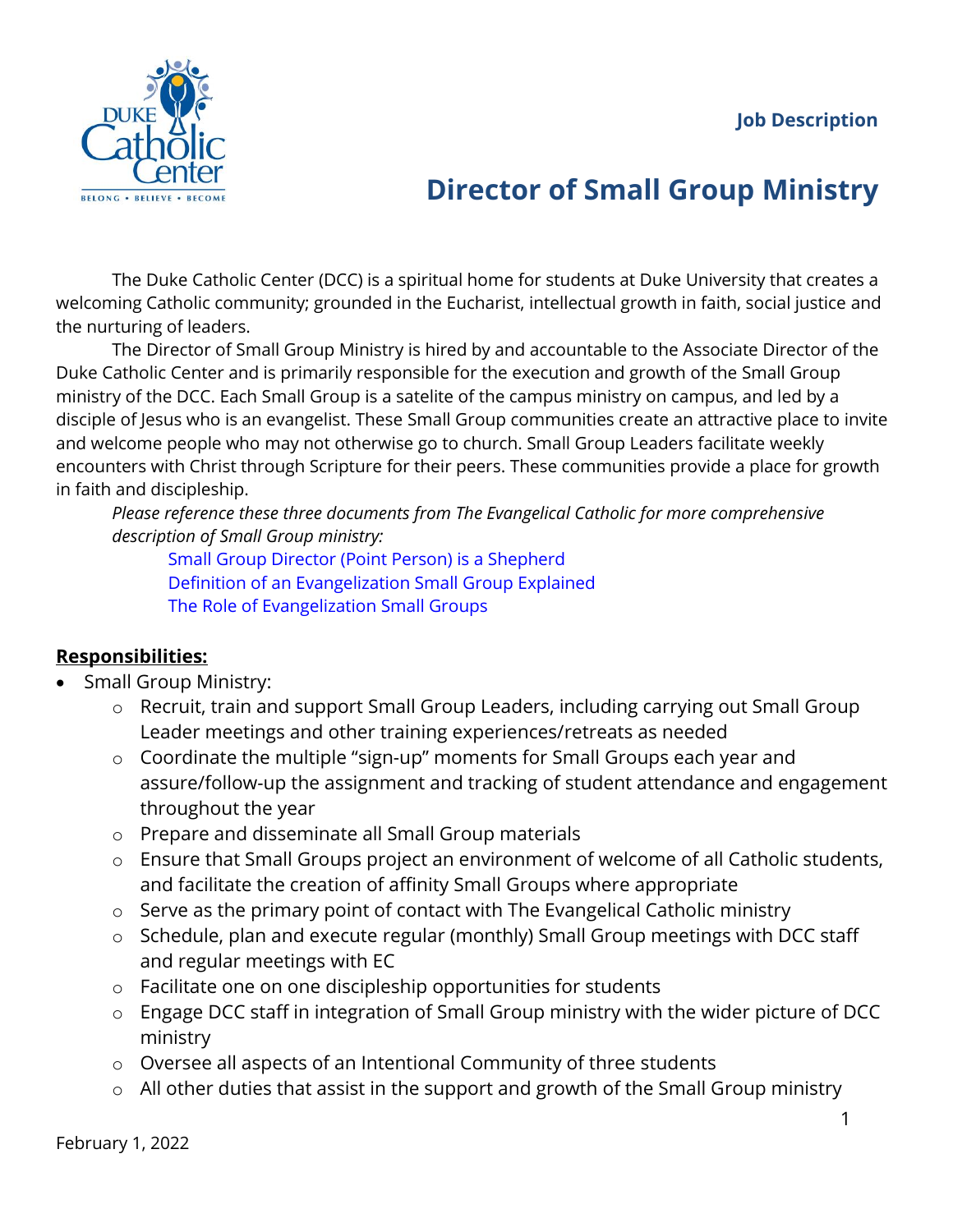Job Description

# Director of Small Group Ministry

The Duke Catholic Center (DCC) is a spiritual home for students at Duke University that creates a welcoming Catholic community; grounded in the Eucharist, intellectual growth in faith, social justice and the nurturing of leaders.

The Director of Small Group Ministry is hired by and accountable to the Associate Director of the Duke Catholic Center and is primarily responsible for the execution and growth of the Small Group ministry of the DCC. Each Small Group is a satelite of the campus ministry on campus, and led by a disciple of Jesus who is an evangelist. These Small Group communities create an attractive place to invite and welcome people who may not otherwise go to church. Small Group Leaders facilitate weekly encounters with Christ through Scripture for their peers. These communities provide a place for growth in faith and discipleship.

*Please reference these three documents from The Evangelical Catholic for more comprehensive description of Small Group ministry:*

Small Group Director (Point Person) is a Shepherd
Definition of an Evangelization Small Group Explained
The Role of Evangelization Small Groups

## Responsibilities:

- Small Group Ministry:
  - Recruit, train and support Small Group Leaders, including carrying out Small Group Leader meetings and other training experiences/retreats as needed
  - Coordinate the multiple "sign-up" moments for Small Groups each year and assure/follow-up the assignment and tracking of student attendance and engagement throughout the year
  - Prepare and disseminate all Small Group materials
  - Ensure that Small Groups project an environment of welcome of all Catholic students, and facilitate the creation of affinity Small Groups where appropriate
  - Serve as the primary point of contact with The Evangelical Catholic ministry
  - Schedule, plan and execute regular (monthly) Small Group meetings with DCC staff and regular meetings with EC
  - Facilitate one on one discipleship opportunities for students
  - Engage DCC staff in integration of Small Group ministry with the wider picture of DCC ministry
  - Oversee all aspects of an Intentional Community of three students
  - All other duties that assist in the support and growth of the Small Group ministry

February 1, 2022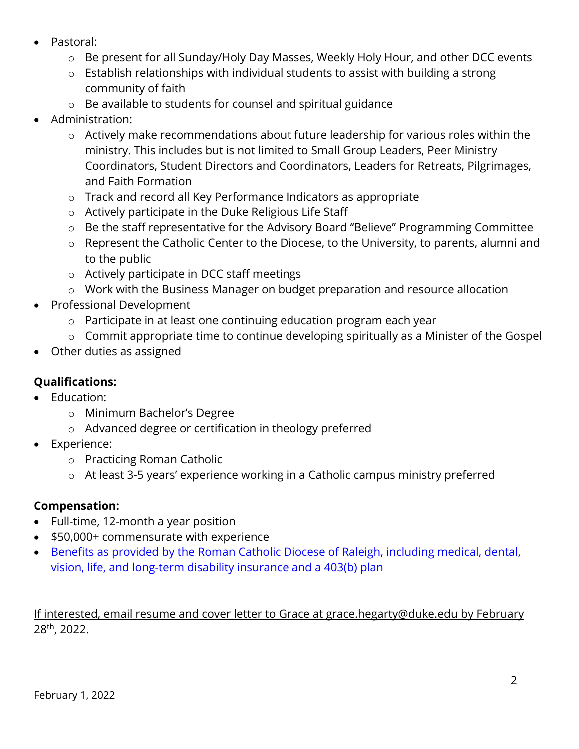- Pastoral:
  - Be present for all Sunday/Holy Day Masses, Weekly Holy Hour, and other DCC events
  - Establish relationships with individual students to assist with building a strong community of faith
  - Be available to students for counsel and spiritual guidance
- Administration:
  - Actively make recommendations about future leadership for various roles within the ministry. This includes but is not limited to Small Group Leaders, Peer Ministry Coordinators, Student Directors and Coordinators, Leaders for Retreats, Pilgrimages, and Faith Formation
  - Track and record all Key Performance Indicators as appropriate
  - Actively participate in the Duke Religious Life Staff
  - Be the staff representative for the Advisory Board "Believe" Programming Committee
  - Represent the Catholic Center to the Diocese, to the University, to parents, alumni and to the public
  - Actively participate in DCC staff meetings
  - Work with the Business Manager on budget preparation and resource allocation
- Professional Development
  - Participate in at least one continuing education program each year
  - Commit appropriate time to continue developing spiritually as a Minister of the Gospel
- Other duties as assigned

**Qualifications:**

- Education:
  - Minimum Bachelor's Degree
  - Advanced degree or certification in theology preferred
- Experience:
  - Practicing Roman Catholic
  - At least 3-5 years' experience working in a Catholic campus ministry preferred

**Compensation:**

- Full-time, 12-month a year position
- $50,000+ commensurate with experience
- Benefits as provided by the Roman Catholic Diocese of Raleigh, including medical, dental, vision, life, and long-term disability insurance and a 403(b) plan

If interested, email resume and cover letter to Grace at grace.hegarty@duke.edu by February 28th, 2022.

February 1, 2022